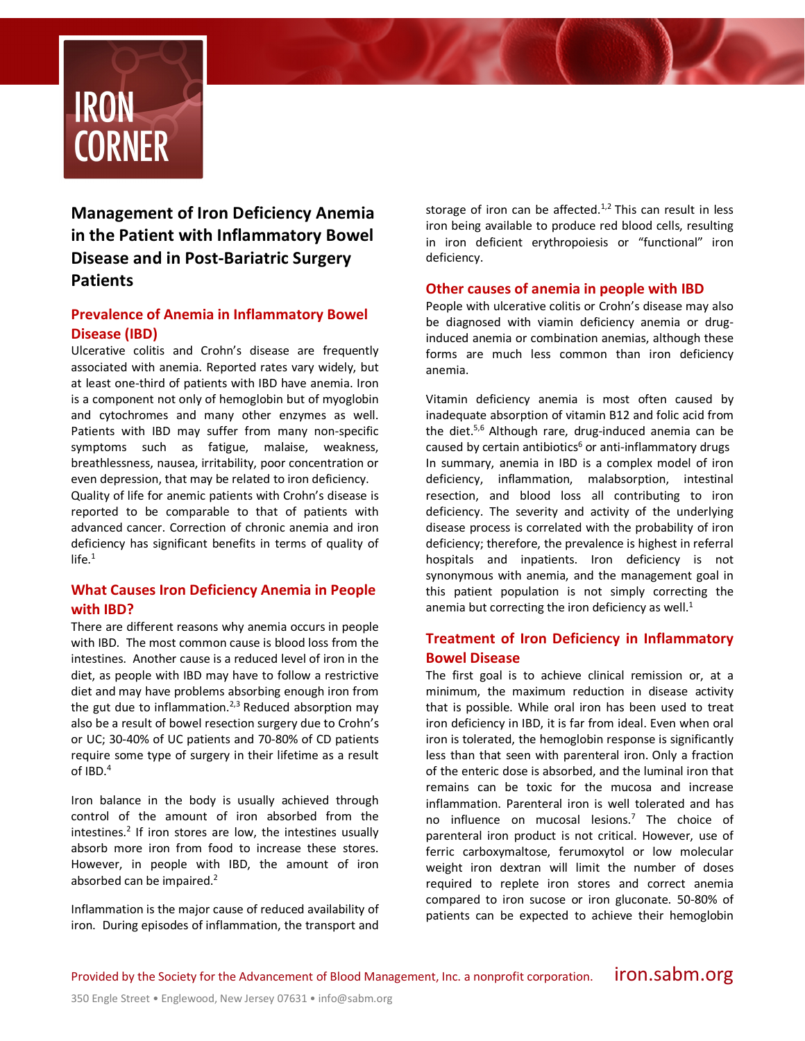IRON CORNER

# Management of Iron Deficiency Anemia in the Patient with Inflammatory Bowel Disease and in Post-Bariatric Surgery Patients

## Prevalence of Anemia in Inflammatory Bowel Disease (IBD)

Ulcerative colitis and Crohn's disease are frequently associated with anemia. Reported rates vary widely, but at least one-third of patients with IBD have anemia. Iron is a component not only of hemoglobin but of myoglobin and cytochromes and many other enzymes as well. Patients with IBD may suffer from many non-specific symptoms such as fatigue, malaise, weakness, breathlessness, nausea, irritability, poor concentration or even depression, that may be related to iron deficiency.
Quality of life for anemic patients with Crohn's disease is reported to be comparable to that of patients with advanced cancer. Correction of chronic anemia and iron deficiency has significant benefits in terms of quality of life.[1]

## What Causes Iron Deficiency Anemia in People with IBD?

There are different reasons why anemia occurs in people with IBD. The most common cause is blood loss from the intestines. Another cause is a reduced level of iron in the diet, as people with IBD may have to follow a restrictive diet and may have problems absorbing enough iron from the gut due to inflammation.[2,3] Reduced absorption may also be a result of bowel resection surgery due to Crohn's or UC; 30-40% of UC patients and 70-80% of CD patients require some type of surgery in their lifetime as a result of IBD.[4]

Iron balance in the body is usually achieved through control of the amount of iron absorbed from the intestines.[2] If iron stores are low, the intestines usually absorb more iron from food to increase these stores. However, in people with IBD, the amount of iron absorbed can be impaired.[2]

Inflammation is the major cause of reduced availability of iron. During episodes of inflammation, the transport and storage of iron can be affected.[1,2] This can result in less iron being available to produce red blood cells, resulting in iron deficient erythropoiesis or "functional" iron deficiency.

## Other causes of anemia in people with IBD

People with ulcerative colitis or Crohn's disease may also be diagnosed with viamin deficiency anemia or drug-induced anemia or combination anemias, although these forms are much less common than iron deficiency anemia.

Vitamin deficiency anemia is most often caused by inadequate absorption of vitamin B12 and folic acid from the diet.[5,6] Although rare, drug-induced anemia can be caused by certain antibiotics[6] or anti-inflammatory drugs In summary, anemia in IBD is a complex model of iron deficiency, inflammation, malabsorption, intestinal resection, and blood loss all contributing to iron deficiency. The severity and activity of the underlying disease process is correlated with the probability of iron deficiency; therefore, the prevalence is highest in referral hospitals and inpatients. Iron deficiency is not synonymous with anemia, and the management goal in this patient population is not simply correcting the anemia but correcting the iron deficiency as well.[1]

## Treatment of Iron Deficiency in Inflammatory Bowel Disease

The first goal is to achieve clinical remission or, at a minimum, the maximum reduction in disease activity that is possible. While oral iron has been used to treat iron deficiency in IBD, it is far from ideal. Even when oral iron is tolerated, the hemoglobin response is significantly less than that seen with parenteral iron. Only a fraction of the enteric dose is absorbed, and the luminal iron that remains can be toxic for the mucosa and increase inflammation. Parenteral iron is well tolerated and has no influence on mucosal lesions.[7] The choice of parenteral iron product is not critical. However, use of ferric carboxymaltose, ferumoxytol or low molecular weight iron dextran will limit the number of doses required to replete iron stores and correct anemia compared to iron sucose or iron gluconate. 50-80% of patients can be expected to achieve their hemoglobin

Provided by the Society for the Advancement of Blood Management, Inc. a nonprofit corporation. iron.sabm.org

350 Engle Street • Englewood, New Jersey 07631 • info@sabm.org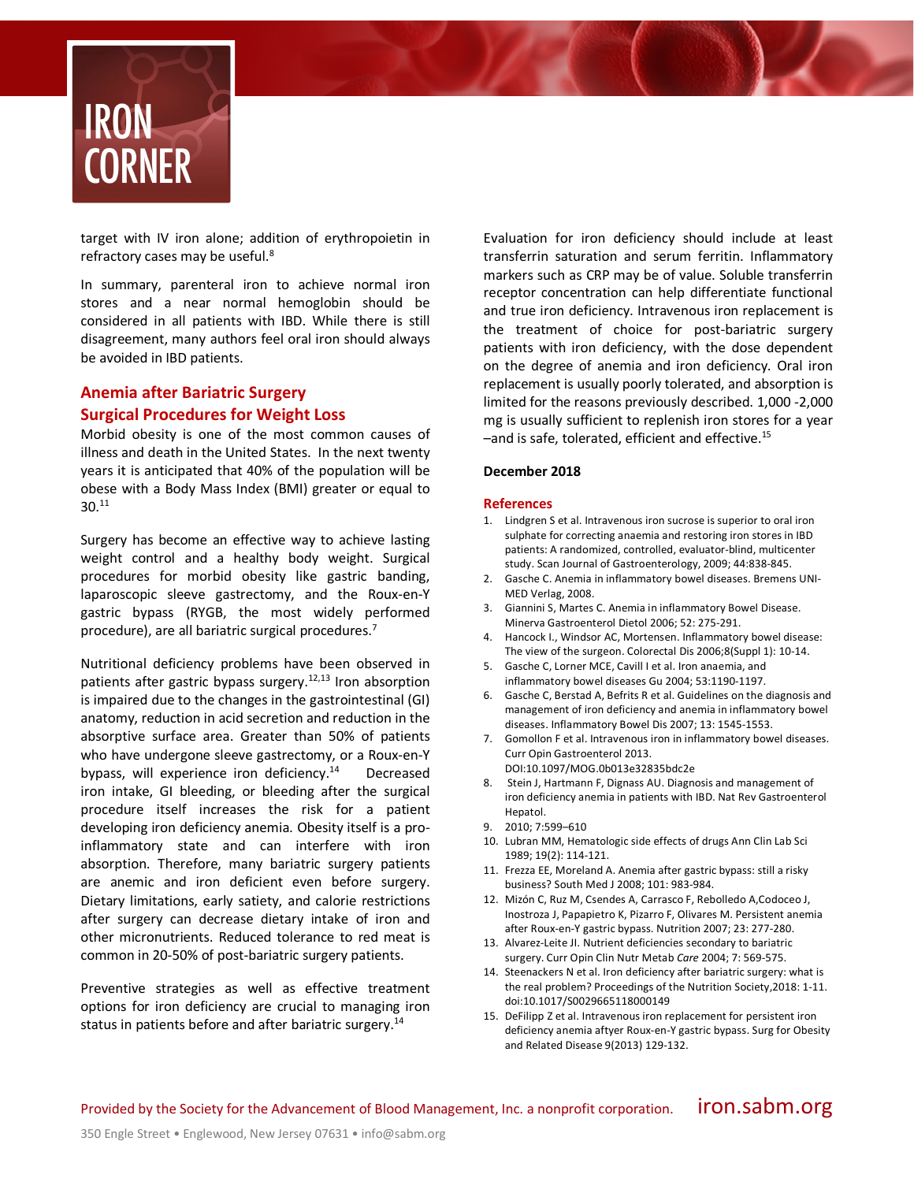target with IV iron alone; addition of erythropoietin in refractory cases may be useful.[8]

In summary, parenteral iron to achieve normal iron stores and a near normal hemoglobin should be considered in all patients with IBD. While there is still disagreement, many authors feel oral iron should always be avoided in IBD patients.

## Anemia after Bariatric Surgery

## Surgical Procedures for Weight Loss

Morbid obesity is one of the most common causes of illness and death in the United States. In the next twenty years it is anticipated that 40% of the population will be obese with a Body Mass Index (BMI) greater or equal to 30.[11]

Surgery has become an effective way to achieve lasting weight control and a healthy body weight. Surgical procedures for morbid obesity like gastric banding, laparoscopic sleeve gastrectomy, and the Roux-en-Y gastric bypass (RYGB, the most widely performed procedure), are all bariatric surgical procedures.[7]

Nutritional deficiency problems have been observed in patients after gastric bypass surgery.[12,13] Iron absorption is impaired due to the changes in the gastrointestinal (GI) anatomy, reduction in acid secretion and reduction in the absorptive surface area. Greater than 50% of patients who have undergone sleeve gastrectomy, or a Roux-en-Y bypass, will experience iron deficiency.[14] Decreased iron intake, GI bleeding, or bleeding after the surgical procedure itself increases the risk for a patient developing iron deficiency anemia. Obesity itself is a pro-inflammatory state and can interfere with iron absorption. Therefore, many bariatric surgery patients are anemic and iron deficient even before surgery. Dietary limitations, early satiety, and calorie restrictions after surgery can decrease dietary intake of iron and other micronutrients. Reduced tolerance to red meat is common in 20-50% of post-bariatric surgery patients.

Preventive strategies as well as effective treatment options for iron deficiency are crucial to managing iron status in patients before and after bariatric surgery.[14]

Evaluation for iron deficiency should include at least transferrin saturation and serum ferritin. Inflammatory markers such as CRP may be of value. Soluble transferrin receptor concentration can help differentiate functional and true iron deficiency. Intravenous iron replacement is the treatment of choice for post-bariatric surgery patients with iron deficiency, with the dose dependent on the degree of anemia and iron deficiency. Oral iron replacement is usually poorly tolerated, and absorption is limited for the reasons previously described. 1,000 -2,000 mg is usually sufficient to replenish iron stores for a year –and is safe, tolerated, efficient and effective.[15]

**December 2018**

## References

1. Lindgren S et al. Intravenous iron sucrose is superior to oral iron sulphate for correcting anaemia and restoring iron stores in IBD patients: A randomized, controlled, evaluator-blind, multicenter study. Scan Journal of Gastroenterology, 2009; 44:838-845.
2. Gasche C. Anemia in inflammatory bowel diseases. Bremens UNI-MED Verlag, 2008.
3. Giannini S, Martes C. Anemia in inflammatory Bowel Disease. Minerva Gastroenterol Dietol 2006; 52: 275-291.
4. Hancock I., Windsor AC, Mortensen. Inflammatory bowel disease: The view of the surgeon. Colorectal Dis 2006;8(Suppl 1): 10-14.
5. Gasche C, Lorner MCE, Cavill I et al. Iron anaemia, and inflammatory bowel diseases Gu 2004; 53:1190-1197.
6. Gasche C, Berstad A, Befrits R et al. Guidelines on the diagnosis and management of iron deficiency and anemia in inflammatory bowel diseases. Inflammatory Bowel Dis 2007; 13: 1545-1553.
7. Gomollon F et al. Intravenous iron in inflammatory bowel diseases. Curr Opin Gastroenterol 2013. DOI:10.1097/MOG.0b013e32835bdc2e
8. Stein J, Hartmann F, Dignass AU. Diagnosis and management of iron deficiency anemia in patients with IBD. Nat Rev Gastroenterol Hepatol.
9. 2010; 7:599–610
10. Lubran MM, Hematologic side effects of drugs Ann Clin Lab Sci 1989; 19(2): 114-121.
11. Frezza EE, Moreland A. Anemia after gastric bypass: still a risky business? South Med J 2008; 101: 983-984.
12. Mizón C, Ruz M, Csendes A, Carrasco F, Rebolledo A,Codoceo J, Inostroza J, Papapietro K, Pizarro F, Olivares M. Persistent anemia after Roux-en-Y gastric bypass. Nutrition 2007; 23: 277-280.
13. Alvarez-Leite JI. Nutrient deficiencies secondary to bariatric surgery. Curr Opin Clin Nutr Metab *Care* 2004; 7: 569-575.
14. Steenackers N et al. Iron deficiency after bariatric surgery: what is the real problem? Proceedings of the Nutrition Society,2018: 1-11. doi:10.1017/S0029665118000149
15. DeFilipp Z et al. Intravenous iron replacement for persistent iron deficiency anemia aftyer Roux-en-Y gastric bypass. Surg for Obesity and Related Disease 9(2013) 129-132.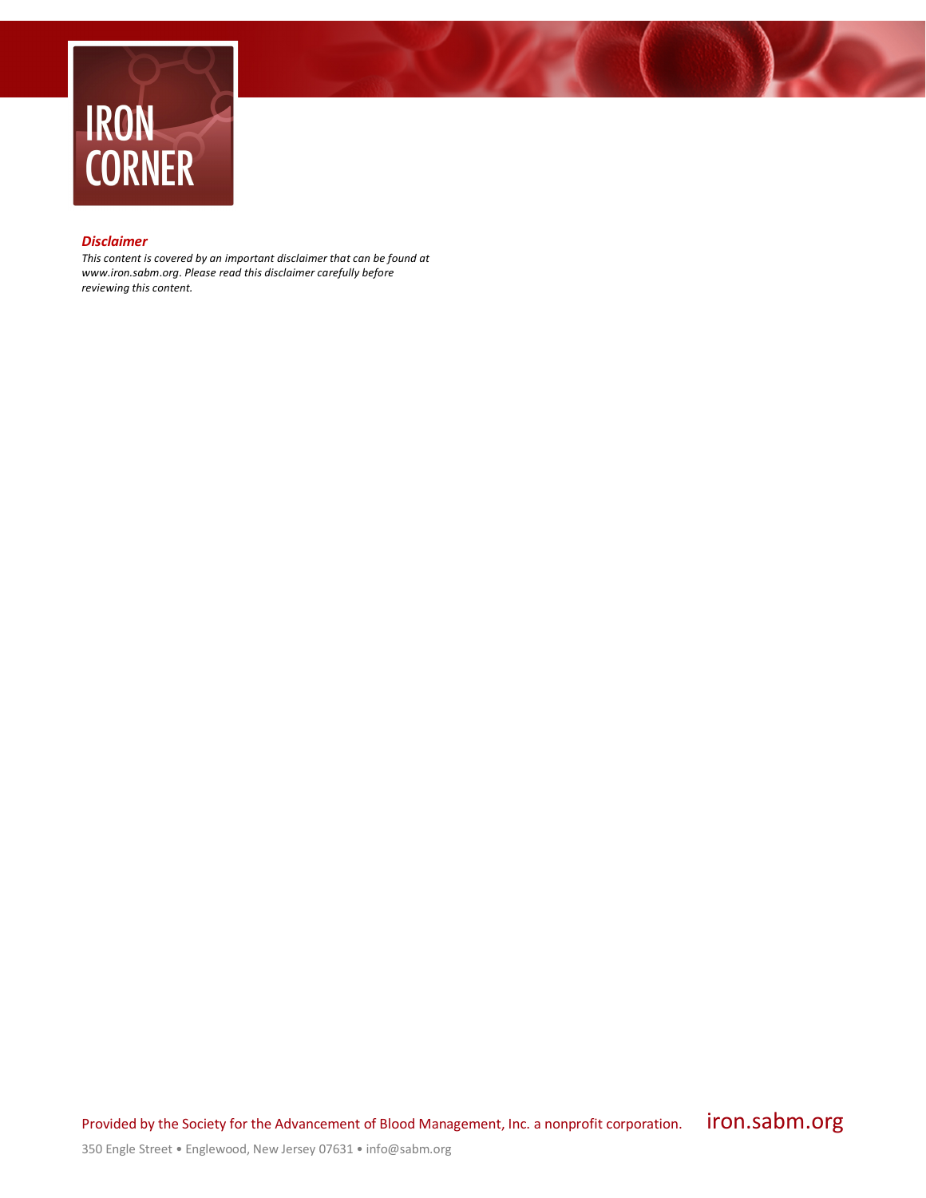IRON CORNER

***Disclaimer***

*This content is covered by an important disclaimer that can be found at www.iron.sabm.org. Please read this disclaimer carefully before reviewing this content.*

Provided by the Society for the Advancement of Blood Management, Inc. a nonprofit corporation. iron.sabm.org

350 Engle Street • Englewood, New Jersey 07631 • info@sabm.org